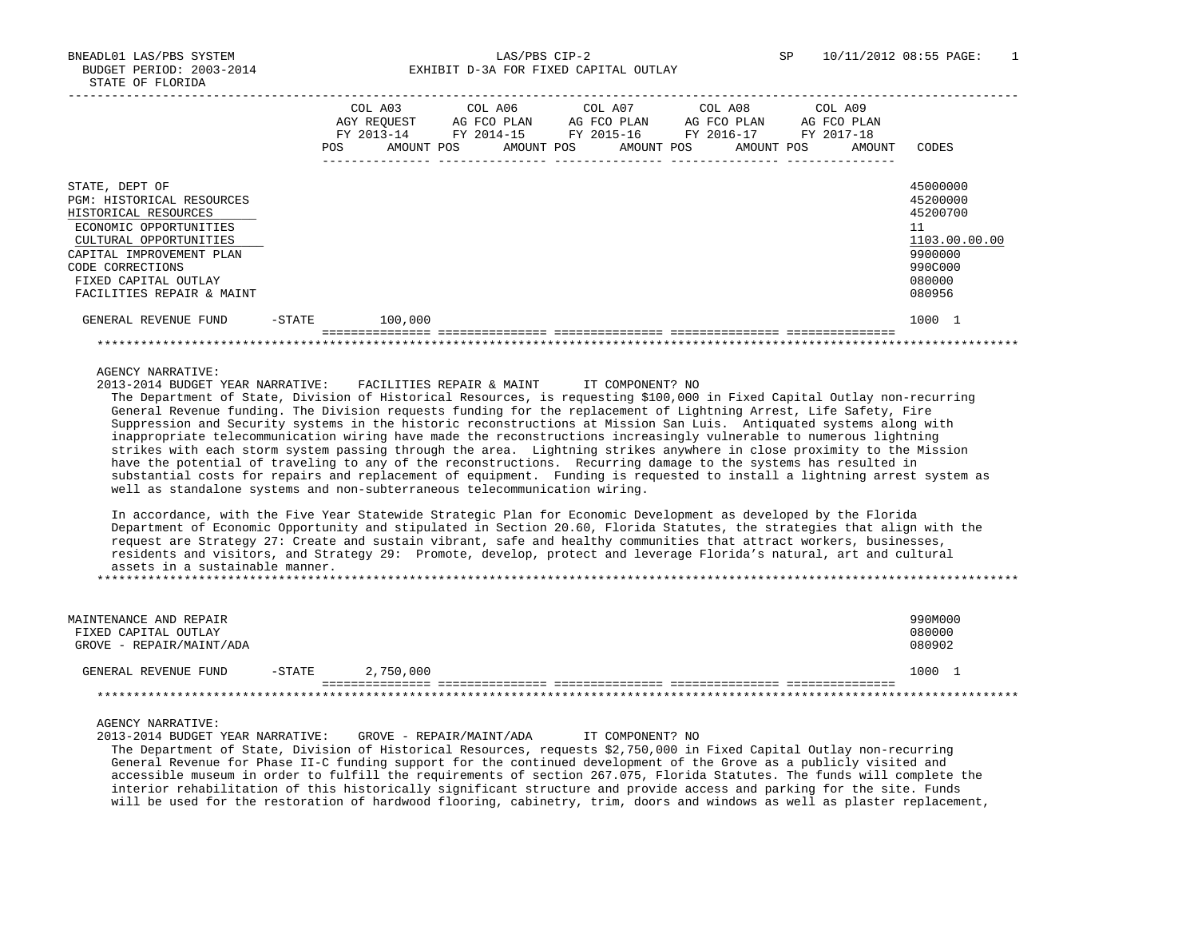BNEADL01 LAS/PBS SYSTEM
BUDGET PERIOD: 2003-2014
STATE OF FLORIDA

LAS/PBS CIP-2
EXHIBIT D-3A FOR FIXED CAPITAL OUTLAY

SP 10/11/2012 08:55

| | COL A03 AGY REQUEST FY 2013-14 POS AMOUNT | COL A06 AG FCO PLAN FY 2014-15 POS AMOUNT | COL A07 AG FCO PLAN FY 2015-16 POS AMOUNT | COL A08 AG FCO PLAN FY 2016-17 POS AMOUNT | COL A09 AG FCO PLAN FY 2017-18 POS AMOUNT | CODES |
|---|---|---|---|---|---|---|
| STATE, DEPT OF | | | | | | 45000000 |
| PGM: HISTORICAL RESOURCES | | | | | | 45200000 |
| HISTORICAL RESOURCES | | | | | | 45200700 |
| ECONOMIC OPPORTUNITIES | | | | | | 11 |
| CULTURAL OPPORTUNITIES | | | | | | 1103.00.00.00 |
| CAPITAL IMPROVEMENT PLAN | | | | | | 9900000 |
| CODE CORRECTIONS | | | | | | 990C000 |
| FIXED CAPITAL OUTLAY | | | | | | 080000 |
| FACILITIES REPAIR & MAINT | | | | | | 080956 |
| GENERAL REVENUE FUND -STATE | 100,000 | | | | | 1000 1 |

AGENCY NARRATIVE:

2013-2014 BUDGET YEAR NARRATIVE: FACILITIES REPAIR & MAINT IT COMPONENT? NO

The Department of State, Division of Historical Resources, is requesting $100,000 in Fixed Capital Outlay non-recurring General Revenue funding. The Division requests funding for the replacement of Lightning Arrest, Life Safety, Fire Suppression and Security systems in the historic reconstructions at Mission San Luis. Antiquated systems along with inappropriate telecommunication wiring have made the reconstructions increasingly vulnerable to numerous lightning strikes with each storm system passing through the area. Lightning strikes anywhere in close proximity to the Mission have the potential of traveling to any of the reconstructions. Recurring damage to the systems has resulted in substantial costs for repairs and replacement of equipment. Funding is requested to install a lightning arrest system as well as standalone systems and non-subterraneous telecommunication wiring.

In accordance, with the Five Year Statewide Strategic Plan for Economic Development as developed by the Florida Department of Economic Opportunity and stipulated in Section 20.60, Florida Statutes, the strategies that align with the request are Strategy 27: Create and sustain vibrant, safe and healthy communities that attract workers, businesses, residents and visitors, and Strategy 29: Promote, develop, protect and leverage Florida's natural, art and cultural assets in a sustainable manner.

| | COL A03 | COL A06 | COL A07 | COL A08 | COL A09 | CODES |
|---|---|---|---|---|---|---|
| MAINTENANCE AND REPAIR | | | | | | 990M000 |
| FIXED CAPITAL OUTLAY | | | | | | 080000 |
| GROVE - REPAIR/MAINT/ADA | | | | | | 080902 |
| GENERAL REVENUE FUND -STATE | 2,750,000 | | | | | 1000 1 |

AGENCY NARRATIVE:

2013-2014 BUDGET YEAR NARRATIVE: GROVE - REPAIR/MAINT/ADA IT COMPONENT? NO

The Department of State, Division of Historical Resources, requests $2,750,000 in Fixed Capital Outlay non-recurring General Revenue for Phase II-C funding support for the continued development of the Grove as a publicly visited and accessible museum in order to fulfill the requirements of section 267.075, Florida Statutes. The funds will complete the interior rehabilitation of this historically significant structure and provide access and parking for the site. Funds will be used for the restoration of hardwood flooring, cabinetry, trim, doors and windows as well as plaster replacement,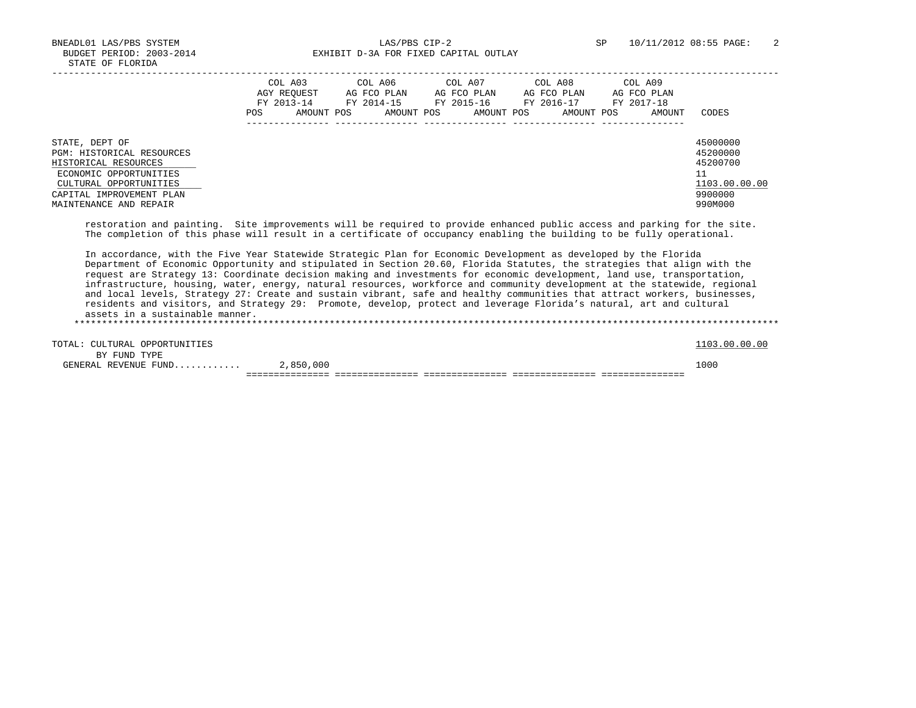BNEADL01 LAS/PBS SYSTEM — LAS/PBS CIP-2 — SP 10/11/2012 08:55

BUDGET PERIOD: 2003-2014

STATE OF FLORIDA

EXHIBIT D-3A FOR FIXED CAPITAL OUTLAY

| | COL A03 AGY REQUEST FY 2013-14 POS AMOUNT | COL A06 AG FCO PLAN FY 2014-15 POS AMOUNT | COL A07 AG FCO PLAN FY 2015-16 POS AMOUNT | COL A08 AG FCO PLAN FY 2016-17 POS AMOUNT | COL A09 AG FCO PLAN FY 2017-18 POS AMOUNT | CODES |
|---|---|---|---|---|---|---|
| STATE, DEPT OF | | | | | | 45000000 |
| PGM: HISTORICAL RESOURCES | | | | | | 45200000 |
| HISTORICAL RESOURCES | | | | | | 45200700 |
| ECONOMIC OPPORTUNITIES | | | | | | 11 |
| CULTURAL OPPORTUNITIES | | | | | | 1103.00.00.00 |
| CAPITAL IMPROVEMENT PLAN | | | | | | 9900000 |
| MAINTENANCE AND REPAIR | | | | | | 990M000 |

restoration and painting. Site improvements will be required to provide enhanced public access and parking for the site. The completion of this phase will result in a certificate of occupancy enabling the building to be fully operational.

In accordance, with the Five Year Statewide Strategic Plan for Economic Development as developed by the Florida Department of Economic Opportunity and stipulated in Section 20.60, Florida Statutes, the strategies that align with the request are Strategy 13: Coordinate decision making and investments for economic development, land use, transportation, infrastructure, housing, water, energy, natural resources, workforce and community development at the statewide, regional and local levels, Strategy 27: Create and sustain vibrant, safe and healthy communities that attract workers, businesses, residents and visitors, and Strategy 29: Promote, develop, protect and leverage Florida's natural, art and cultural assets in a sustainable manner.

\*\*\*\*\*\*\*\*\*\*\*\*\*\*\*\*\*\*\*\*\*\*\*\*\*\*\*\*\*\*\*\*\*\*\*\*\*\*\*\*\*\*\*\*\*\*\*\*\*\*\*\*\*\*\*\*\*\*\*\*

| | COL A03 | COL A06 | COL A07 | COL A08 | COL A09 | CODES |
|---|---|---|---|---|---|---|
| TOTAL: CULTURAL OPPORTUNITIES | | | | | | 1103.00.00.00 |
| BY FUND TYPE | | | | | | |
| GENERAL REVENUE FUND........... | 2,850,000 | | | | | 1000 |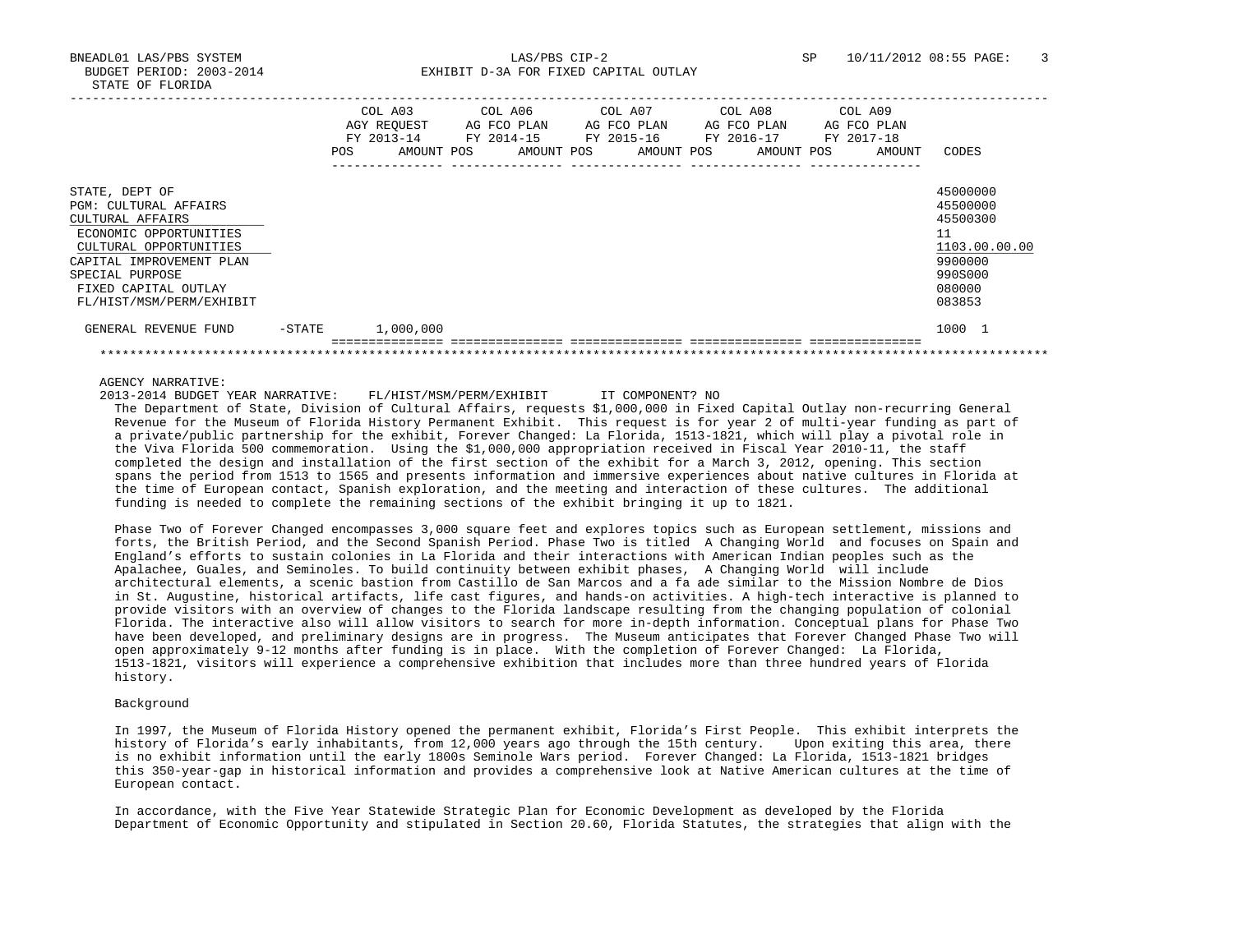BNEADL01 LAS/PBS SYSTEM LAS/PBS CIP-2 SP 10/11/2012 08:55

BUDGET PERIOD: 2003-2014 EXHIBIT D-3A FOR FIXED CAPITAL OUTLAY

STATE OF FLORIDA

| | COL A03 AGY REQUEST FY 2013-14 POS | AMOUNT | COL A06 AG FCO PLAN FY 2014-15 POS | AMOUNT | COL A07 AG FCO PLAN FY 2015-16 POS | AMOUNT | COL A08 AG FCO PLAN FY 2016-17 POS | AMOUNT | COL A09 AG FCO PLAN FY 2017-18 POS | AMOUNT | CODES |
|---|---|---|---|---|---|---|---|---|---|---|---|
| STATE, DEPT OF | | | | | | | | | | | 45000000 |
| PGM: CULTURAL AFFAIRS | | | | | | | | | | | 45500000 |
| CULTURAL AFFAIRS | | | | | | | | | | | 45500300 |
| ECONOMIC OPPORTUNITIES | | | | | | | | | | | 11 |
| CULTURAL OPPORTUNITIES | | | | | | | | | | | 1103.00.00.00 |
| CAPITAL IMPROVEMENT PLAN | | | | | | | | | | | 9900000 |
| SPECIAL PURPOSE | | | | | | | | | | | 990S000 |
| FIXED CAPITAL OUTLAY | | | | | | | | | | | 080000 |
| FL/HIST/MSM/PERM/EXHIBIT | | | | | | | | | | | 083853 |
| GENERAL REVENUE FUND -STATE | | 1,000,000 | | | | | | | | | 1000 1 |

AGENCY NARRATIVE:

2013-2014 BUDGET YEAR NARRATIVE: FL/HIST/MSM/PERM/EXHIBIT IT COMPONENT? NO

The Department of State, Division of Cultural Affairs, requests $1,000,000 in Fixed Capital Outlay non-recurring General Revenue for the Museum of Florida History Permanent Exhibit. This request is for year 2 of multi-year funding as part of a private/public partnership for the exhibit, Forever Changed: La Florida, 1513-1821, which will play a pivotal role in the Viva Florida 500 commemoration. Using the $1,000,000 appropriation received in Fiscal Year 2010-11, the staff completed the design and installation of the first section of the exhibit for a March 3, 2012, opening. This section spans the period from 1513 to 1565 and presents information and immersive experiences about native cultures in Florida at the time of European contact, Spanish exploration, and the meeting and interaction of these cultures. The additional funding is needed to complete the remaining sections of the exhibit bringing it up to 1821.

Phase Two of Forever Changed encompasses 3,000 square feet and explores topics such as European settlement, missions and forts, the British Period, and the Second Spanish Period. Phase Two is titled A Changing World and focuses on Spain and England's efforts to sustain colonies in La Florida and their interactions with American Indian peoples such as the Apalachee, Guales, and Seminoles. To build continuity between exhibit phases, A Changing World will include architectural elements, a scenic bastion from Castillo de San Marcos and a fa ade similar to the Mission Nombre de Dios in St. Augustine, historical artifacts, life cast figures, and hands-on activities. A high-tech interactive is planned to provide visitors with an overview of changes to the Florida landscape resulting from the changing population of colonial Florida. The interactive also will allow visitors to search for more in-depth information. Conceptual plans for Phase Two have been developed, and preliminary designs are in progress. The Museum anticipates that Forever Changed Phase Two will open approximately 9-12 months after funding is in place. With the completion of Forever Changed: La Florida, 1513-1821, visitors will experience a comprehensive exhibition that includes more than three hundred years of Florida history.

Background

In 1997, the Museum of Florida History opened the permanent exhibit, Florida's First People. This exhibit interprets the history of Florida's early inhabitants, from 12,000 years ago through the 15th century. Upon exiting this area, there is no exhibit information until the early 1800s Seminole Wars period. Forever Changed: La Florida, 1513-1821 bridges this 350-year-gap in historical information and provides a comprehensive look at Native American cultures at the time of European contact.

In accordance, with the Five Year Statewide Strategic Plan for Economic Development as developed by the Florida Department of Economic Opportunity and stipulated in Section 20.60, Florida Statutes, the strategies that align with the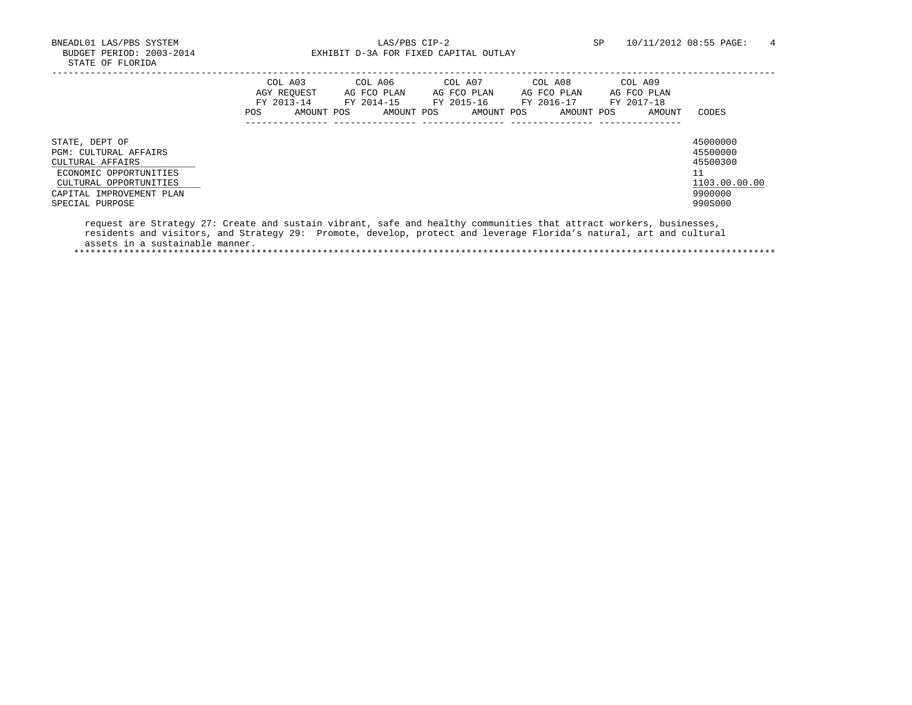| | COL A03 AGY REQUEST FY 2013-14 | | COL A06 AG FCO PLAN FY 2014-15 | | COL A07 AG FCO PLAN FY 2015-16 | | COL A08 AG FCO PLAN FY 2016-17 | | COL A09 AG FCO PLAN FY 2017-18 | | |
|---|---|---|---|---|---|---|---|---|---|---|---|
| | POS | AMOUNT | POS | AMOUNT | POS | AMOUNT | POS | AMOUNT | POS | AMOUNT | CODES |
| STATE, DEPT OF | | | | | | | | | | | 45000000 |
| PGM: CULTURAL AFFAIRS | | | | | | | | | | | 45500000 |
| CULTURAL AFFAIRS | | | | | | | | | | | 45500300 |
| ECONOMIC OPPORTUNITIES | | | | | | | | | | | 11 |
| CULTURAL OPPORTUNITIES | | | | | | | | | | | 1103.00.00.00 |
| CAPITAL IMPROVEMENT PLAN | | | | | | | | | | | 9900000 |
| SPECIAL PURPOSE | | | | | | | | | | | 990S000 |

request are Strategy 27: Create and sustain vibrant, safe and healthy communities that attract workers, businesses, residents and visitors, and Strategy 29: Promote, develop, protect and leverage Florida's natural, art and cultural assets in a sustainable manner.

*******************************************************************************************************************************